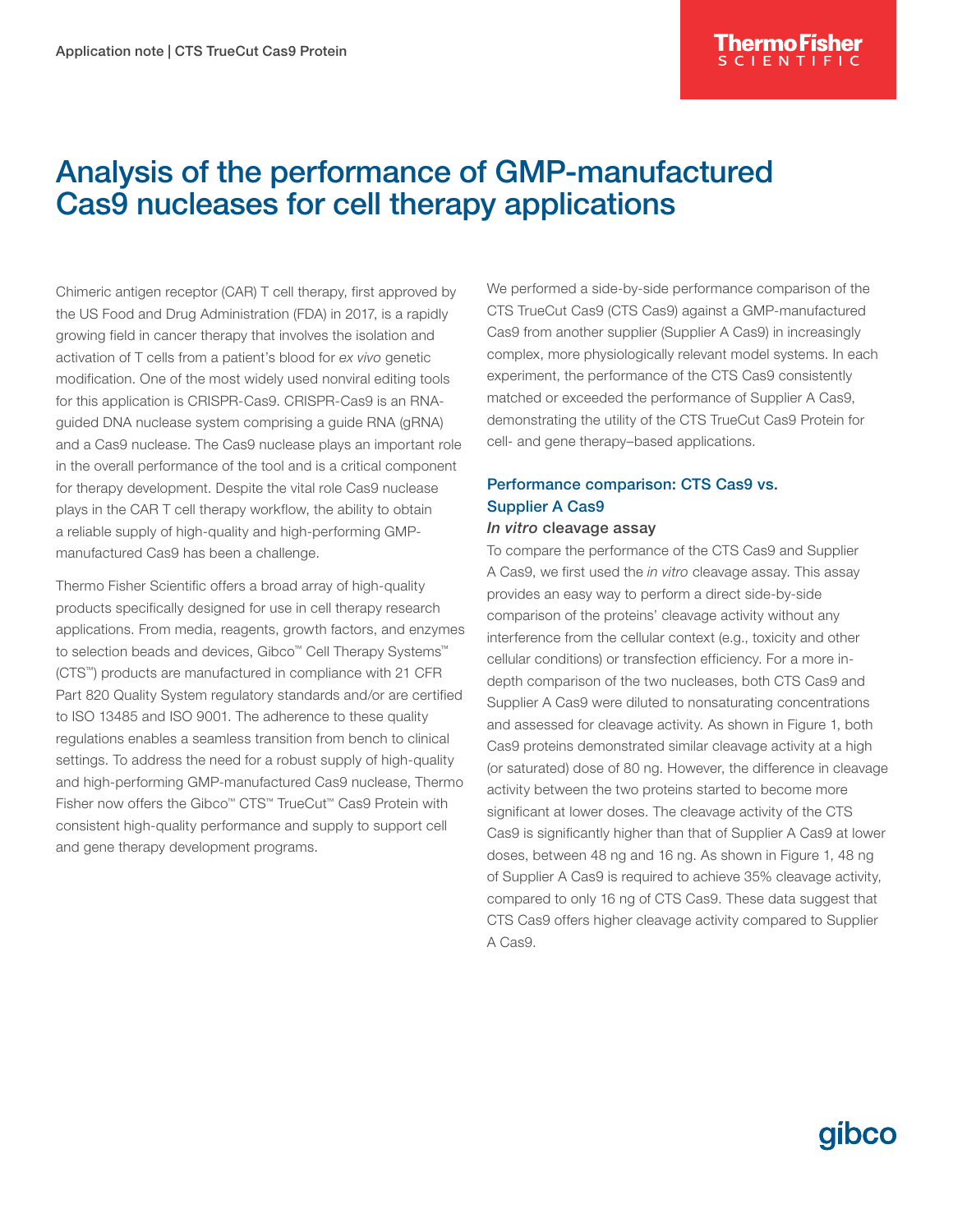# Analysis of the performance of GMP-manufactured Cas9 nucleases for cell therapy applications

Chimeric antigen receptor (CAR) T cell therapy, first approved by the US Food and Drug Administration (FDA) in 2017, is a rapidly growing field in cancer therapy that involves the isolation and activation of T cells from a patient's blood for *ex vivo* genetic modification. One of the most widely used nonviral editing tools for this application is CRISPR-Cas9. CRISPR-Cas9 is an RNA-guided DNA nuclease system comprising a guide RNA (gRNA) and a Cas9 nuclease. The Cas9 nuclease plays an important role in the overall performance of the tool and is a critical component for therapy development. Despite the vital role Cas9 nuclease plays in the CAR T cell therapy workflow, the ability to obtain a reliable supply of high-quality and high-performing GMP-manufactured Cas9 has been a challenge.

Thermo Fisher Scientific offers a broad array of high-quality products specifically designed for use in cell therapy research applications. From media, reagents, growth factors, and enzymes to selection beads and devices, Gibco™ Cell Therapy Systems™ (CTS™) products are manufactured in compliance with 21 CFR Part 820 Quality System regulatory standards and/or are certified to ISO 13485 and ISO 9001. The adherence to these quality regulations enables a seamless transition from bench to clinical settings. To address the need for a robust supply of high-quality and high-performing GMP-manufactured Cas9 nuclease, Thermo Fisher now offers the Gibco™ CTS™ TrueCut™ Cas9 Protein with consistent high-quality performance and supply to support cell and gene therapy development programs.

We performed a side-by-side performance comparison of the CTS TrueCut Cas9 (CTS Cas9) against a GMP-manufactured Cas9 from another supplier (Supplier A Cas9) in increasingly complex, more physiologically relevant model systems. In each experiment, the performance of the CTS Cas9 consistently matched or exceeded the performance of Supplier A Cas9, demonstrating the utility of the CTS TrueCut Cas9 Protein for cell- and gene therapy–based applications.

## Performance comparison: CTS Cas9 vs. Supplier A Cas9

### *In vitro* cleavage assay

To compare the performance of the CTS Cas9 and Supplier A Cas9, we first used the *in vitro* cleavage assay. This assay provides an easy way to perform a direct side-by-side comparison of the proteins' cleavage activity without any interference from the cellular context (e.g., toxicity and other cellular conditions) or transfection efficiency. For a more in-depth comparison of the two nucleases, both CTS Cas9 and Supplier A Cas9 were diluted to nonsaturating concentrations and assessed for cleavage activity. As shown in Figure 1, both Cas9 proteins demonstrated similar cleavage activity at a high (or saturated) dose of 80 ng. However, the difference in cleavage activity between the two proteins started to become more significant at lower doses. The cleavage activity of the CTS Cas9 is significantly higher than that of Supplier A Cas9 at lower doses, between 48 ng and 16 ng. As shown in Figure 1, 48 ng of Supplier A Cas9 is required to achieve 35% cleavage activity, compared to only 16 ng of CTS Cas9. These data suggest that CTS Cas9 offers higher cleavage activity compared to Supplier A Cas9.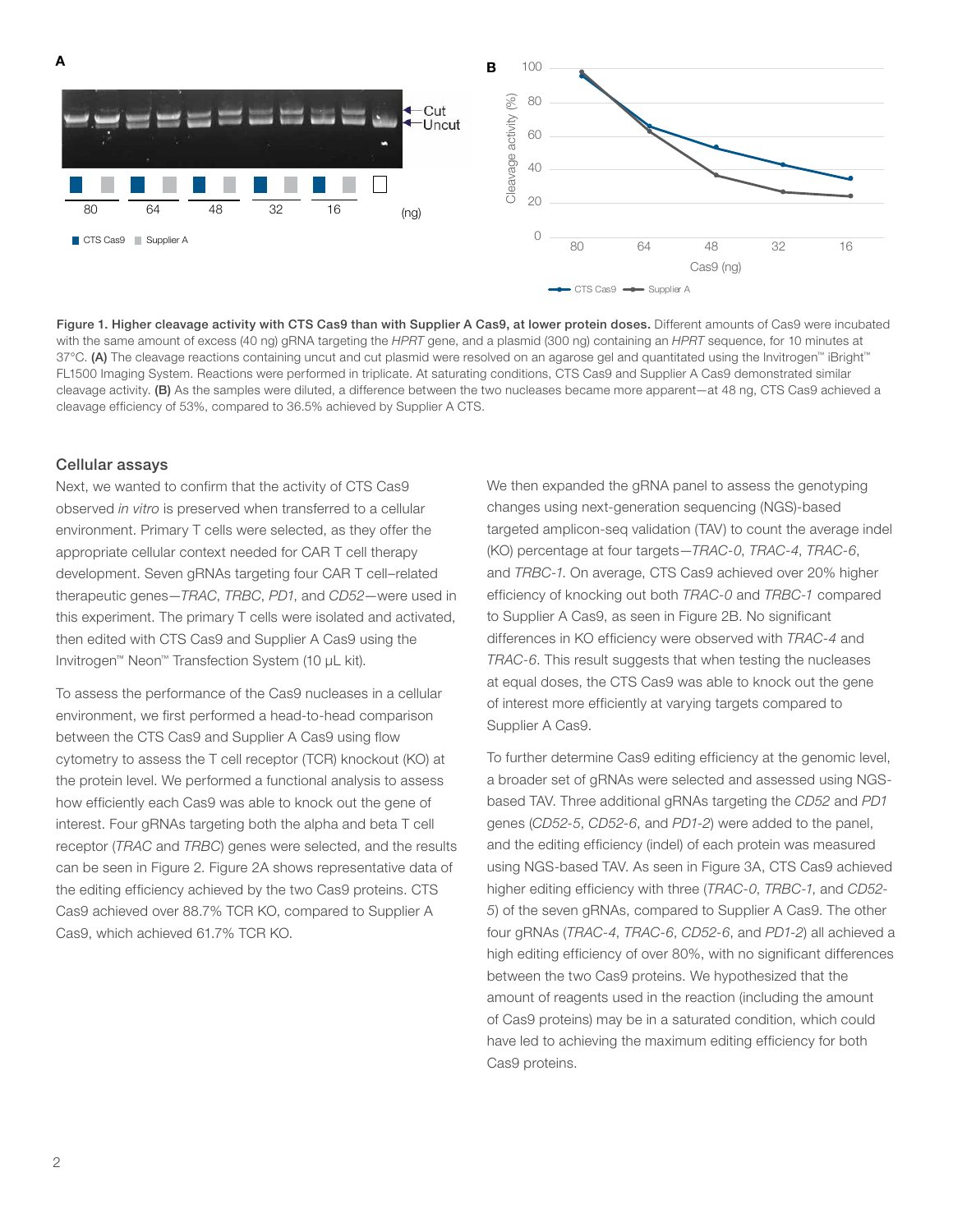**Figure 1. Higher cleavage activity with CTS Cas9 than with Supplier A Cas9, at lower protein doses.** Different amounts of Cas9 were incubated with the same amount of excess (40 ng) gRNA targeting the *HPRT* gene, and a plasmid (300 ng) containing an *HPRT* sequence, for 10 minutes at 37°C. **(A)** The cleavage reactions containing uncut and cut plasmid were resolved on an agarose gel and quantitated using the Invitrogen™ iBright™ FL1500 Imaging System. Reactions were performed in triplicate. At saturating conditions, CTS Cas9 and Supplier A Cas9 demonstrated similar cleavage activity. **(B)** As the samples were diluted, a difference between the two nucleases became more apparent—at 48 ng, CTS Cas9 achieved a cleavage efficiency of 53%, compared to 36.5% achieved by Supplier A CTS.

## Cellular assays

Next, we wanted to confirm that the activity of CTS Cas9 observed *in vitro* is preserved when transferred to a cellular environment. Primary T cells were selected, as they offer the appropriate cellular context needed for CAR T cell therapy development. Seven gRNAs targeting four CAR T cell–related therapeutic genes—*TRAC*, *TRBC*, *PD1*, and *CD52*—were used in this experiment. The primary T cells were isolated and activated, then edited with CTS Cas9 and Supplier A Cas9 using the Invitrogen™ Neon™ Transfection System (10 µL kit).

To assess the performance of the Cas9 nucleases in a cellular environment, we first performed a head-to-head comparison between the CTS Cas9 and Supplier A Cas9 using flow cytometry to assess the T cell receptor (TCR) knockout (KO) at the protein level. We performed a functional analysis to assess how efficiently each Cas9 was able to knock out the gene of interest. Four gRNAs targeting both the alpha and beta T cell receptor (*TRAC* and *TRBC*) genes were selected, and the results can be seen in Figure 2. Figure 2A shows representative data of the editing efficiency achieved by the two Cas9 proteins. CTS Cas9 achieved over 88.7% TCR KO, compared to Supplier A Cas9, which achieved 61.7% TCR KO.

We then expanded the gRNA panel to assess the genotyping changes using next-generation sequencing (NGS)-based targeted amplicon-seq validation (TAV) to count the average indel (KO) percentage at four targets—*TRAC-0*, *TRAC-4*, *TRAC-6*, and *TRBC-1*. On average, CTS Cas9 achieved over 20% higher efficiency of knocking out both *TRAC-0* and *TRBC-1* compared to Supplier A Cas9, as seen in Figure 2B. No significant differences in KO efficiency were observed with *TRAC-4* and *TRAC-6*. This result suggests that when testing the nucleases at equal doses, the CTS Cas9 was able to knock out the gene of interest more efficiently at varying targets compared to Supplier A Cas9.

To further determine Cas9 editing efficiency at the genomic level, a broader set of gRNAs were selected and assessed using NGS-based TAV. Three additional gRNAs targeting the *CD52* and *PD1* genes (*CD52-5*, *CD52-6*, and *PD1-2*) were added to the panel, and the editing efficiency (indel) of each protein was measured using NGS-based TAV. As seen in Figure 3A, CTS Cas9 achieved higher editing efficiency with three (*TRAC-0*, *TRBC-1*, and *CD52-5*) of the seven gRNAs, compared to Supplier A Cas9. The other four gRNAs (*TRAC-4*, *TRAC-6*, *CD52-6*, and *PD1-2*) all achieved a high editing efficiency of over 80%, with no significant differences between the two Cas9 proteins. We hypothesized that the amount of reagents used in the reaction (including the amount of Cas9 proteins) may be in a saturated condition, which could have led to achieving the maximum editing efficiency for both Cas9 proteins.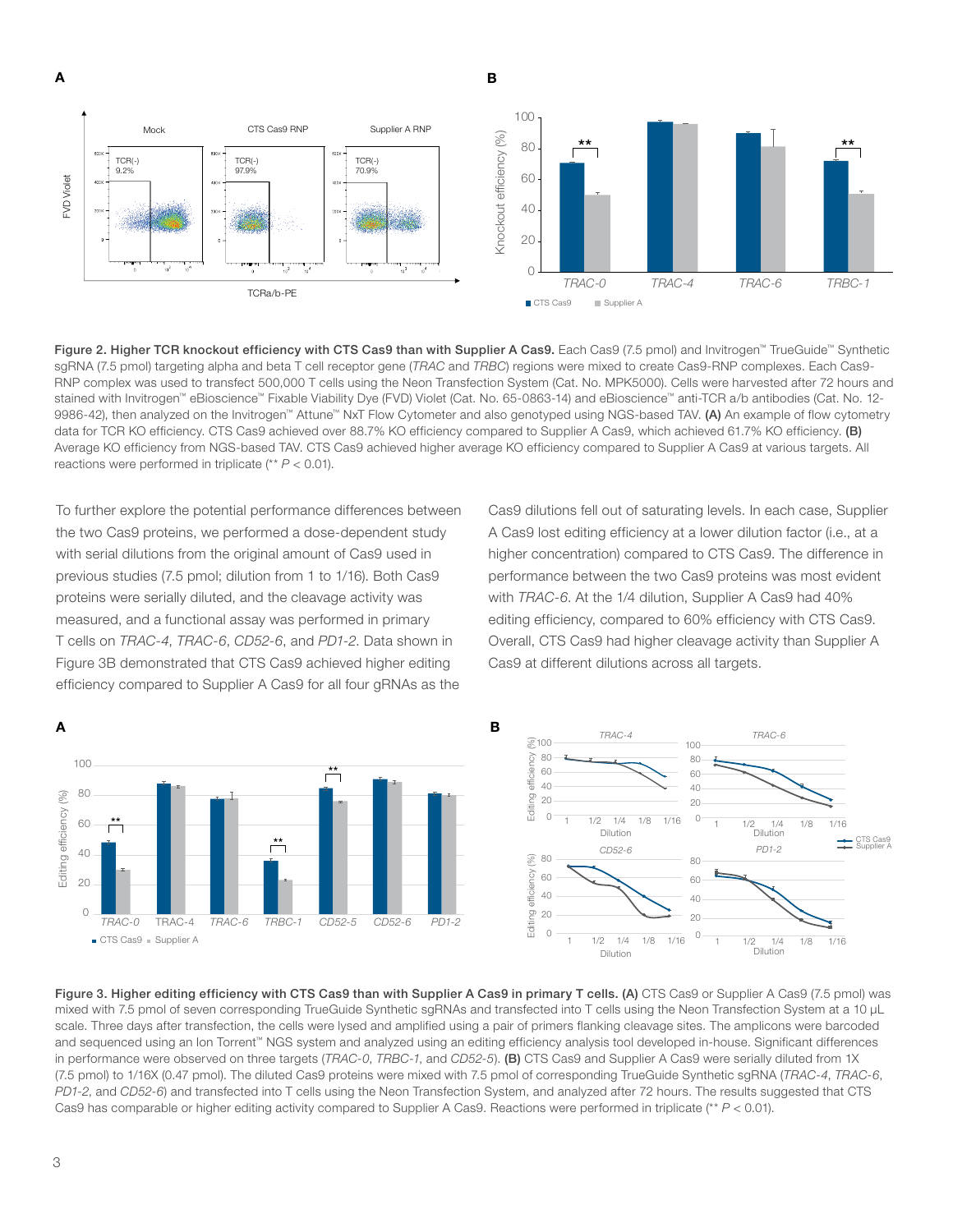**Figure 2. Higher TCR knockout efficiency with CTS Cas9 than with Supplier A Cas9.** Each Cas9 (7.5 pmol) and Invitrogen™ TrueGuide™ Synthetic sgRNA (7.5 pmol) targeting alpha and beta T cell receptor gene (*TRAC* and *TRBC*) regions were mixed to create Cas9-RNP complexes. Each Cas9-RNP complex was used to transfect 500,000 T cells using the Neon Transfection System (Cat. No. MPK5000). Cells were harvested after 72 hours and stained with Invitrogen™ eBioscience™ Fixable Viability Dye (FVD) Violet (Cat. No. 65-0863-14) and eBioscience™ anti-TCR a/b antibodies (Cat. No. 12-9986-42), then analyzed on the Invitrogen™ Attune™ NxT Flow Cytometer and also genotyped using NGS-based TAV. **(A)** An example of flow cytometry data for TCR KO efficiency. CTS Cas9 achieved over 88.7% KO efficiency compared to Supplier A Cas9, which achieved 61.7% KO efficiency. **(B)** Average KO efficiency from NGS-based TAV. CTS Cas9 achieved higher average KO efficiency compared to Supplier A Cas9 at various targets. All reactions were performed in triplicate (** $P < 0.01$).

To further explore the potential performance differences between the two Cas9 proteins, we performed a dose-dependent study with serial dilutions from the original amount of Cas9 used in previous studies (7.5 pmol; dilution from 1 to 1/16). Both Cas9 proteins were serially diluted, and the cleavage activity was measured, and a functional assay was performed in primary T cells on *TRAC-4*, *TRAC-6*, *CD52-6*, and *PD1-2*. Data shown in Figure 3B demonstrated that CTS Cas9 achieved higher editing efficiency compared to Supplier A Cas9 for all four gRNAs as the Cas9 dilutions fell out of saturating levels. In each case, Supplier A Cas9 lost editing efficiency at a lower dilution factor (i.e., at a higher concentration) compared to CTS Cas9. The difference in performance between the two Cas9 proteins was most evident with *TRAC-6*. At the 1/4 dilution, Supplier A Cas9 had 40% editing efficiency, compared to 60% efficiency with CTS Cas9. Overall, CTS Cas9 had higher cleavage activity than Supplier A Cas9 at different dilutions across all targets.

**Figure 3. Higher editing efficiency with CTS Cas9 than with Supplier A Cas9 in primary T cells. (A)** CTS Cas9 or Supplier A Cas9 (7.5 pmol) was mixed with 7.5 pmol of seven corresponding TrueGuide Synthetic sgRNAs and transfected into T cells using the Neon Transfection System at a 10 µL scale. Three days after transfection, the cells were lysed and amplified using a pair of primers flanking cleavage sites. The amplicons were barcoded and sequenced using an Ion Torrent™ NGS system and analyzed using an editing efficiency analysis tool developed in-house. Significant differences in performance were observed on three targets (*TRAC-0*, *TRBC-1*, and *CD52-5*). **(B)** CTS Cas9 and Supplier A Cas9 were serially diluted from 1X (7.5 pmol) to 1/16X (0.47 pmol). The diluted Cas9 proteins were mixed with 7.5 pmol of corresponding TrueGuide Synthetic sgRNA (*TRAC-4*, *TRAC-6*, *PD1-2*, and *CD52-6*) and transfected into T cells using the Neon Transfection System, and analyzed after 72 hours. The results suggested that CTS Cas9 has comparable or higher editing activity compared to Supplier A Cas9. Reactions were performed in triplicate (** $P < 0.01$).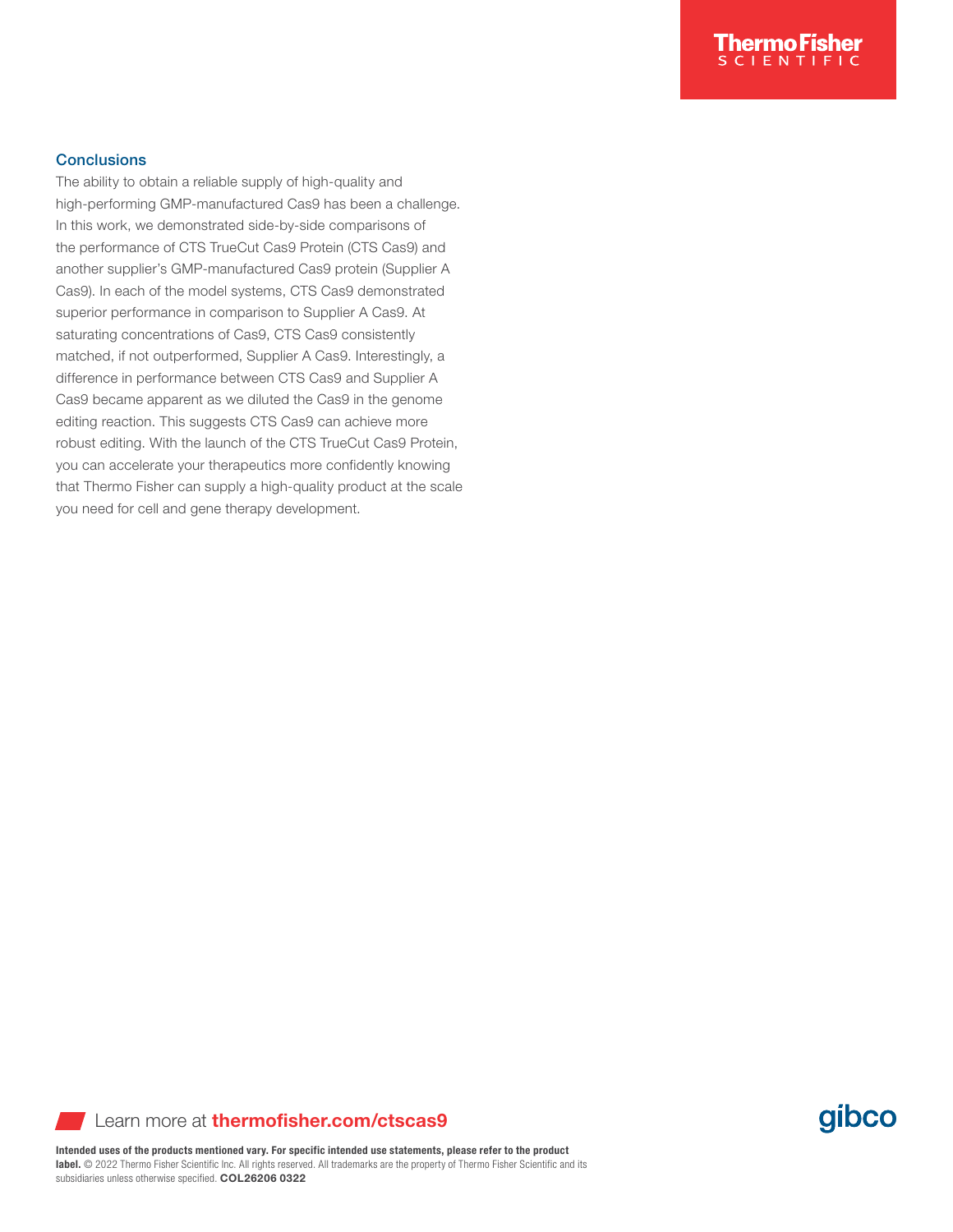## Conclusions

The ability to obtain a reliable supply of high-quality and high-performing GMP-manufactured Cas9 has been a challenge. In this work, we demonstrated side-by-side comparisons of the performance of CTS TrueCut Cas9 Protein (CTS Cas9) and another supplier's GMP-manufactured Cas9 protein (Supplier A Cas9). In each of the model systems, CTS Cas9 demonstrated superior performance in comparison to Supplier A Cas9. At saturating concentrations of Cas9, CTS Cas9 consistently matched, if not outperformed, Supplier A Cas9. Interestingly, a difference in performance between CTS Cas9 and Supplier A Cas9 became apparent as we diluted the Cas9 in the genome editing reaction. This suggests CTS Cas9 can achieve more robust editing. With the launch of the CTS TrueCut Cas9 Protein, you can accelerate your therapeutics more confidently knowing that Thermo Fisher can supply a high-quality product at the scale you need for cell and gene therapy development.

Learn more at **thermofisher.com/ctscas9**

**Intended uses of the products mentioned vary. For specific intended use statements, please refer to the product label.** © 2022 Thermo Fisher Scientific Inc. All rights reserved. All trademarks are the property of Thermo Fisher Scientific and its subsidiaries unless otherwise specified. **COL26206 0322**